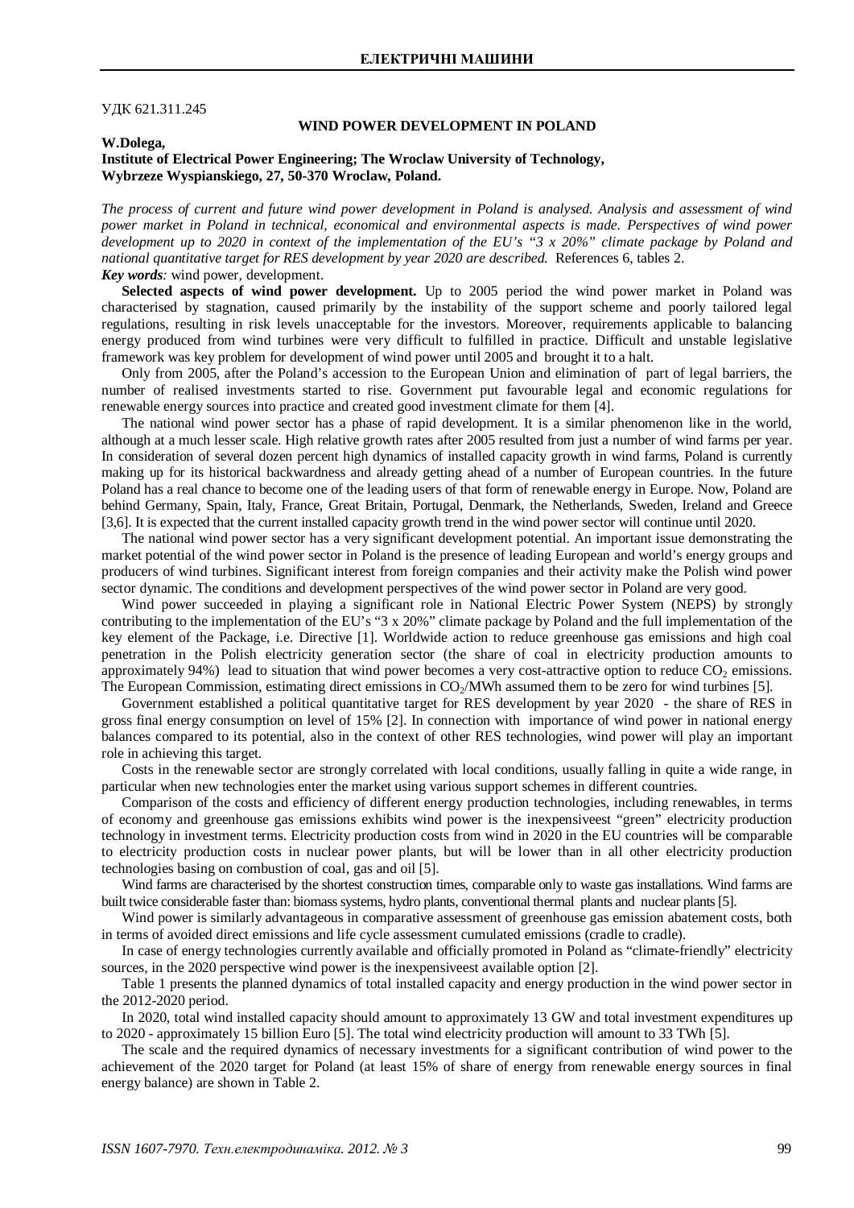УДК 621.311.245

# WIND POWER DEVELOPMENT IN POLAND

**W.Dolega,**
**Institute of Electrical Power Engineering; The Wroclaw University of Technology,**
**Wybrzeze Wyspianskiego, 27, 50-370 Wroclaw, Poland.**

*The process of current and future wind power development in Poland is analysed. Analysis and assessment of wind power market in Poland in technical, economical and environmental aspects is made. Perspectives of wind power development up to 2020 in context of the implementation of the EU's "3 x 20%" climate package by Poland and national quantitative target for RES development by year 2020 are described.* References 6, tables 2.

***Key words****:* wind power, development.

**Selected aspects of wind power development.** Up to 2005 period the wind power market in Poland was characterised by stagnation, caused primarily by the instability of the support scheme and poorly tailored legal regulations, resulting in risk levels unacceptable for the investors. Moreover, requirements applicable to balancing energy produced from wind turbines were very difficult to fulfilled in practice. Difficult and unstable legislative framework was key problem for development of wind power until 2005 and brought it to a halt.

Only from 2005, after the Poland's accession to the European Union and elimination of part of legal barriers, the number of realised investments started to rise. Government put favourable legal and economic regulations for renewable energy sources into practice and created good investment climate for them [4].

The national wind power sector has a phase of rapid development. It is a similar phenomenon like in the world, although at a much lesser scale. High relative growth rates after 2005 resulted from just a number of wind farms per year. In consideration of several dozen percent high dynamics of installed capacity growth in wind farms, Poland is currently making up for its historical backwardness and already getting ahead of a number of European countries. In the future Poland has a real chance to become one of the leading users of that form of renewable energy in Europe. Now, Poland are behind Germany, Spain, Italy, France, Great Britain, Portugal, Denmark, the Netherlands, Sweden, Ireland and Greece [3,6]. It is expected that the current installed capacity growth trend in the wind power sector will continue until 2020.

The national wind power sector has a very significant development potential. An important issue demonstrating the market potential of the wind power sector in Poland is the presence of leading European and world's energy groups and producers of wind turbines. Significant interest from foreign companies and their activity make the Polish wind power sector dynamic. The conditions and development perspectives of the wind power sector in Poland are very good.

Wind power succeeded in playing a significant role in National Electric Power System (NEPS) by strongly contributing to the implementation of the EU's "3 x 20%" climate package by Poland and the full implementation of the key element of the Package, i.e. Directive [1]. Worldwide action to reduce greenhouse gas emissions and high coal penetration in the Polish electricity generation sector (the share of coal in electricity production amounts to approximately 94%) lead to situation that wind power becomes a very cost-attractive option to reduce $CO_2$ emissions. The European Commission, estimating direct emissions in $CO_2$/MWh assumed them to be zero for wind turbines [5].

Government established a political quantitative target for RES development by year 2020 - the share of RES in gross final energy consumption on level of 15% [2]. In connection with importance of wind power in national energy balances compared to its potential, also in the context of other RES technologies, wind power will play an important role in achieving this target.

Costs in the renewable sector are strongly correlated with local conditions, usually falling in quite a wide range, in particular when new technologies enter the market using various support schemes in different countries.

Comparison of the costs and efficiency of different energy production technologies, including renewables, in terms of economy and greenhouse gas emissions exhibits wind power is the inexpensiveest "green" electricity production technology in investment terms. Electricity production costs from wind in 2020 in the EU countries will be comparable to electricity production costs in nuclear power plants, but will be lower than in all other electricity production technologies basing on combustion of coal, gas and oil [5].

Wind farms are characterised by the shortest construction times, comparable only to waste gas installations. Wind farms are built twice considerable faster than: biomass systems, hydro plants, conventional thermal plants and nuclear plants [5].

Wind power is similarly advantageous in comparative assessment of greenhouse gas emission abatement costs, both in terms of avoided direct emissions and life cycle assessment cumulated emissions (cradle to cradle).

In case of energy technologies currently available and officially promoted in Poland as "climate-friendly" electricity sources, in the 2020 perspective wind power is the inexpensiveest available option [2].

Table 1 presents the planned dynamics of total installed capacity and energy production in the wind power sector in the 2012-2020 period.

In 2020, total wind installed capacity should amount to approximately 13 GW and total investment expenditures up to 2020 - approximately 15 billion Euro [5]. The total wind electricity production will amount to 33 TWh [5].

The scale and the required dynamics of necessary investments for a significant contribution of wind power to the achievement of the 2020 target for Poland (at least 15% of share of energy from renewable energy sources in final energy balance) are shown in Table 2.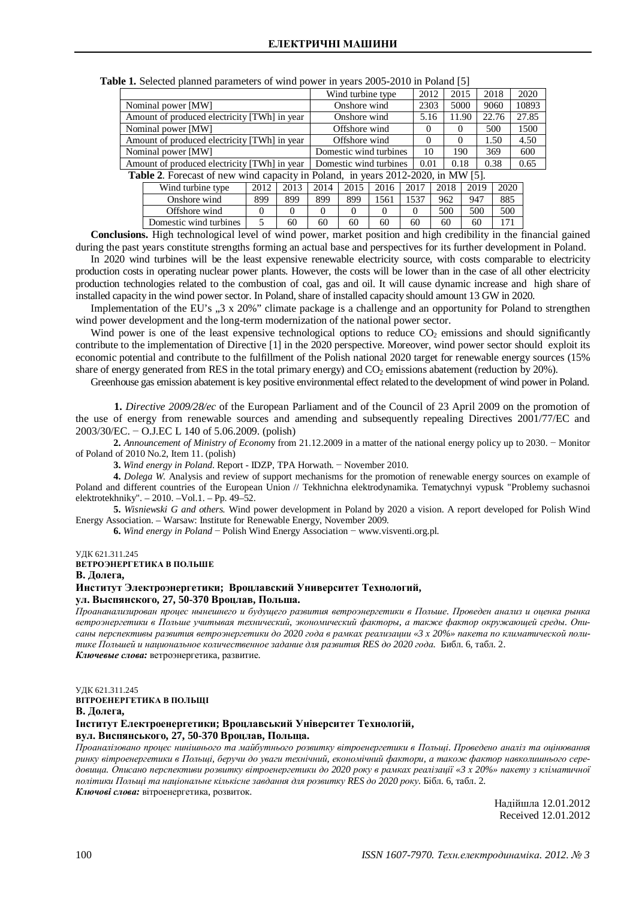**Table 1.** Selected planned parameters of wind power in years 2005-2010 in Poland [5]

| | Wind turbine type | 2012 | 2015 | 2018 | 2020 |
|---|---|---|---|---|---|
| Nominal power [MW] | Onshore wind | 2303 | 5000 | 9060 | 10893 |
| Amount of produced electricity [TWh] in year | Onshore wind | 5.16 | 11.90 | 22.76 | 27.85 |
| Nominal power [MW] | Offshore wind | 0 | 0 | 500 | 1500 |
| Amount of produced electricity [TWh] in year | Offshore wind | 0 | 0 | 1.50 | 4.50 |
| Nominal power [MW] | Domestic wind turbines | 10 | 190 | 369 | 600 |
| Amount of produced electricity [TWh] in year | Domestic wind turbines | 0.01 | 0.18 | 0.38 | 0.65 |

**Table 2**. Forecast of new wind capacity in Poland, in years 2012-2020, in MW [5].

| Wind turbine type | 2012 | 2013 | 2014 | 2015 | 2016 | 2017 | 2018 | 2019 | 2020 |
|---|---|---|---|---|---|---|---|---|---|
| Onshore wind | 899 | 899 | 899 | 899 | 1561 | 1537 | 962 | 947 | 885 |
| Offshore wind | 0 | 0 | 0 | 0 | 0 | 0 | 500 | 500 | 500 |
| Domestic wind turbines | 5 | 60 | 60 | 60 | 60 | 60 | 60 | 60 | 171 |

**Conclusions.** High technological level of wind power, market position and high credibility in the financial gained during the past years constitute strengths forming an actual base and perspectives for its further development in Poland.

In 2020 wind turbines will be the least expensive renewable electricity source, with costs comparable to electricity production costs in operating nuclear power plants. However, the costs will be lower than in the case of all other electricity production technologies related to the combustion of coal, gas and oil. It will cause dynamic increase and high share of installed capacity in the wind power sector. In Poland, share of installed capacity should amount 13 GW in 2020.

Implementation of the EU's „3 x 20%" climate package is a challenge and an opportunity for Poland to strengthen wind power development and the long-term modernization of the national power sector.

Wind power is one of the least expensive technological options to reduce $CO_2$ emissions and should significantly contribute to the implementation of Directive [1] in the 2020 perspective. Moreover, wind power sector should exploit its economic potential and contribute to the fulfillment of the Polish national 2020 target for renewable energy sources (15% share of energy generated from RES in the total primary energy) and $CO_2$ emissions abatement (reduction by 20%).

Greenhouse gas emission abatement is key positive environmental effect related to the development of wind power in Poland.

**1.** *Directive 2009/28/ec* of the European Parliament and of the Council of 23 April 2009 on the promotion of the use of energy from renewable sources and amending and subsequently repealing Directives 2001/77/EC and 2003/30/EC. − O.J.EC L 140 of 5.06.2009. (polish)

**2.** *Announcement of Ministry of Economy* from 21.12.2009 in a matter of the national energy policy up to 2030. − Monitor of Poland of 2010 No.2, Item 11. (polish)

**3.** *Wind energy in Poland*. Report - IDZP, TPA Horwath. − November 2010.

**4.** *Dolega W.* Analysis and review of support mechanisms for the promotion of renewable energy sources on example of Poland and different countries of the European Union // Tekhnichna elektrodynamika. Tematychnyi vypusk "Problemy suchasnoi elektrotekhniky". – 2010. –Vol.1. – Pp. 49–52.

**5.** *Wisniewski G and others.* Wind power development in Poland by 2020 a vision. A report developed for Polish Wind Energy Association. – Warsaw: Institute for Renewable Energy, November 2009.

**6.** *Wind energy in Poland* − Polish Wind Energy Association − www.visventi.org.pl.

УДК 621.311.245

**ВЕТРОЭНЕРГЕТИКА В ПОЛЬШЕ**

**В. Долега,**

**Институт Электроэнергетики; Вроцлавский Университет Технологий,**
**ул. Выспянского, 27, 50-370 Вроцлав, Польша.**

*Проананализирован процес нынешнего и будущего развития ветроэнергетики в Польше. Проведен анализ и оценка рынка ветроэнергетики в Польше учитывая технический, экономический факторы, а также фактор окружающей среды. Описаны перспективы развития ветроэнергетики до 2020 года в рамках реализации «3 х 20%» пакета по климатической политике Польшей и национальное количественное задание для развития RES до 2020 года.* Библ. 6, табл. 2.

***Ключевые слова:*** ветроэнергетика, развитие.

УДК 621.311.245

**ВІТРОЕНЕРГЕТИКА В ПОЛЬЩІ**

**В. Долега,**

**Інститут Електроенергетики; Вроцлавський Університет Технологій,**
**вул. Виспянського, 27, 50-370 Вроцлав, Польща.**

*Проаналізовано процес нинішнього та майбутнього розвитку вітроенергетики в Польщі. Проведено аналіз та оцінювання ринку вітроенергетики в Польщі, беручи до уваги технічний, економічний фактори, а також фактор навколишнього середовища. Описано перспективи розвитку вітроенергетики до 2020 року в рамках реалізації «3 х 20%» пакету з кліматичної політики Польщі та національне кількісне завдання для розвитку RES до 2020 року.* Бібл. 6, табл. 2.

***Ключові слова:*** вітроенергетика, розвиток.

Надійшла 12.01.2012
Received 12.01.2012